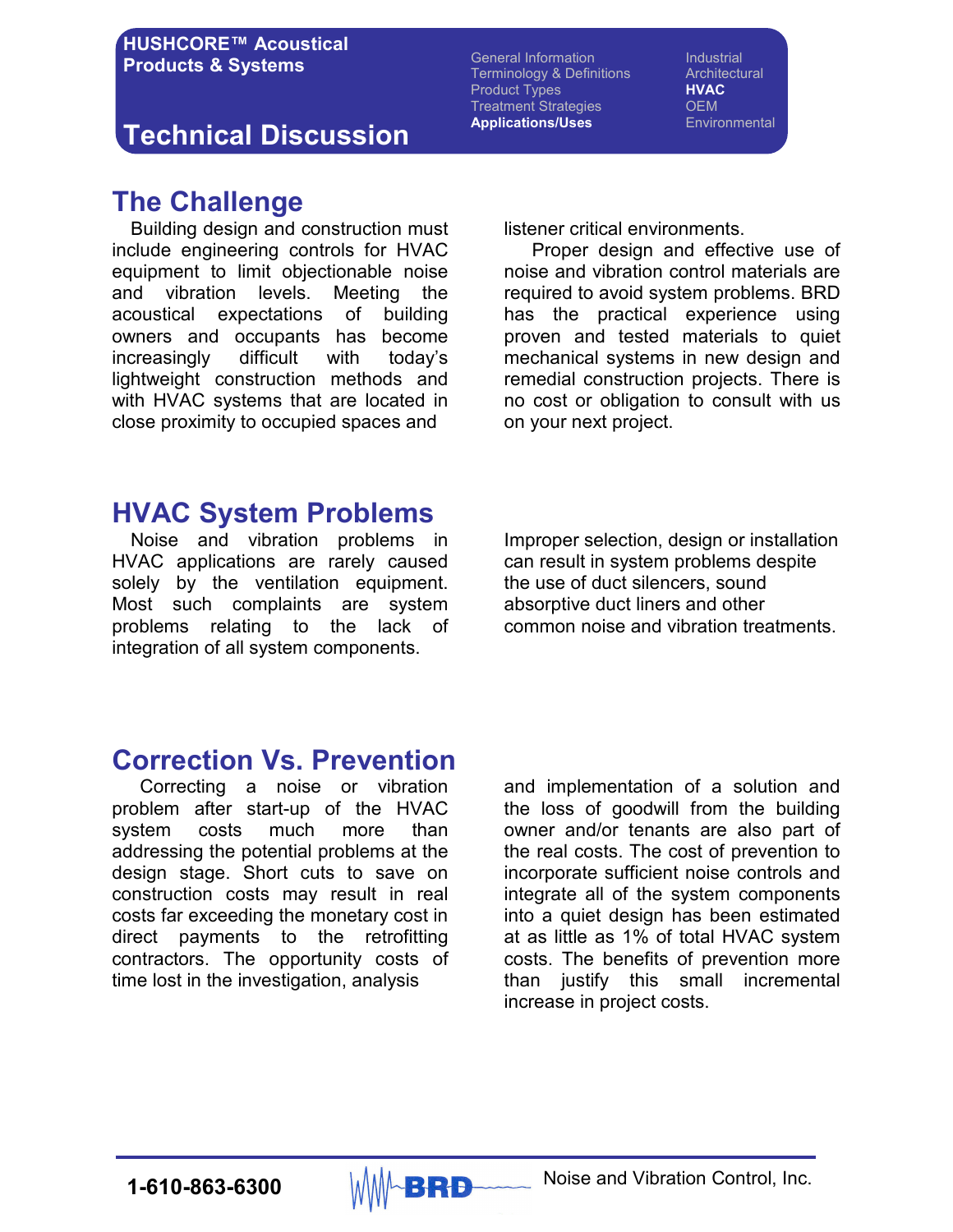**HUSHCORE™ Acoustical Products & Systems**

# Technical Discussion

General Information
Terminology & Definitions
Product Types
Treatment Strategies
**Applications/Uses**

Industrial
Architectural
**HVAC**
OEM
Environmental

## The Challenge

Building design and construction must include engineering controls for HVAC equipment to limit objectionable noise and vibration levels. Meeting the acoustical expectations of building owners and occupants has become increasingly difficult with today's lightweight construction methods and with HVAC systems that are located in close proximity to occupied spaces and listener critical environments.

Proper design and effective use of noise and vibration control materials are required to avoid system problems. BRD has the practical experience using proven and tested materials to quiet mechanical systems in new design and remedial construction projects. There is no cost or obligation to consult with us on your next project.

## HVAC System Problems

Noise and vibration problems in HVAC applications are rarely caused solely by the ventilation equipment. Most such complaints are system problems relating to the lack of integration of all system components.

Improper selection, design or installation can result in system problems despite the use of duct silencers, sound absorptive duct liners and other common noise and vibration treatments.

## Correction Vs. Prevention

Correcting a noise or vibration problem after start-up of the HVAC system costs much more than addressing the potential problems at the design stage. Short cuts to save on construction costs may result in real costs far exceeding the monetary cost in direct payments to the retrofitting contractors. The opportunity costs of time lost in the investigation, analysis and implementation of a solution and the loss of goodwill from the building owner and/or tenants are also part of the real costs. The cost of prevention to incorporate sufficient noise controls and integrate all of the system components into a quiet design has been estimated at as little as 1% of total HVAC system costs. The benefits of prevention more than justify this small incremental increase in project costs.

**1-610-863-6300** BRD Noise and Vibration Control, Inc.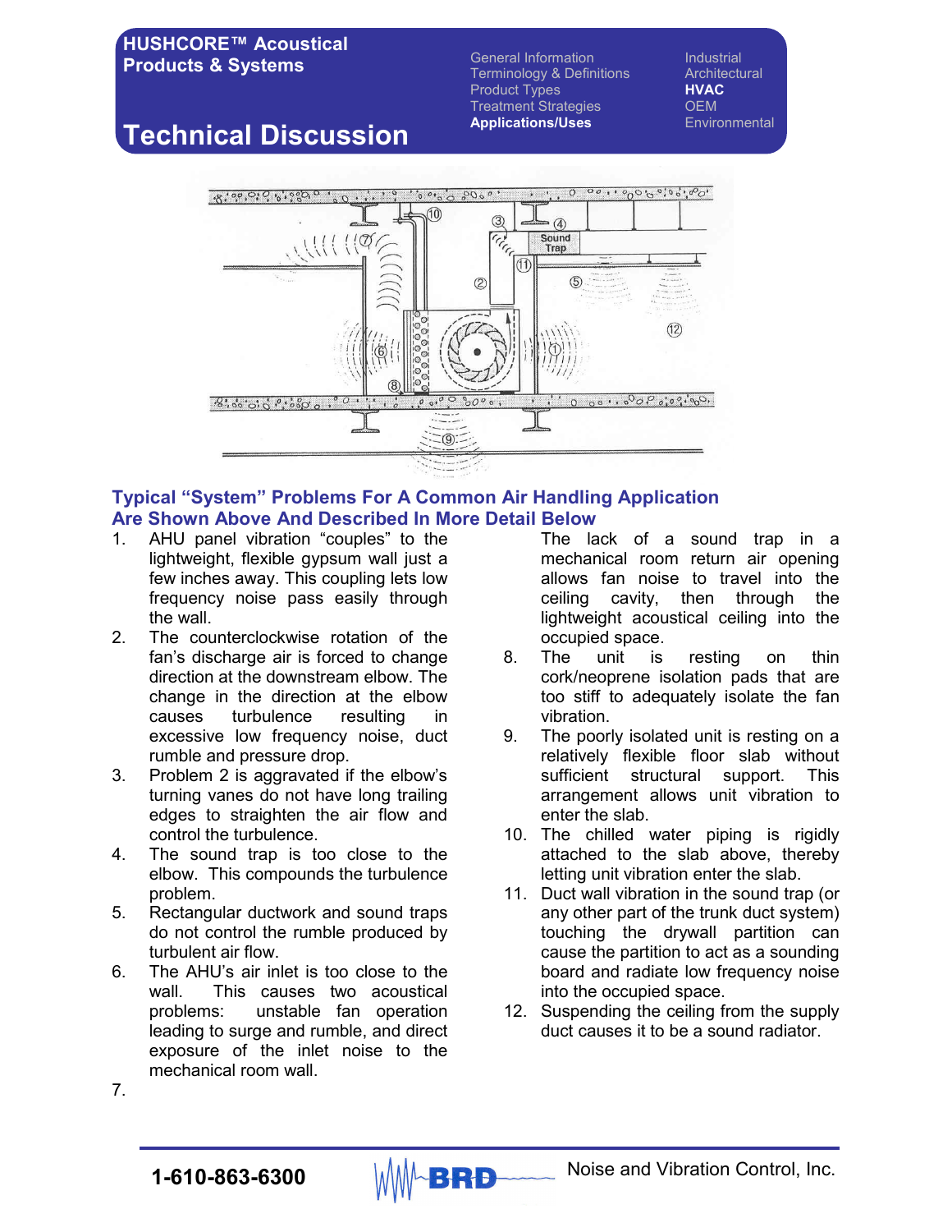## Technical Discussion

### Typical "System" Problems For A Common Air Handling Application Are Shown Above And Described In More Detail Below

1. AHU panel vibration "couples" to the lightweight, flexible gypsum wall just a few inches away. This coupling lets low frequency noise pass easily through the wall.
2. The counterclockwise rotation of the fan's discharge air is forced to change direction at the downstream elbow. The change in the direction at the elbow causes turbulence resulting in excessive low frequency noise, duct rumble and pressure drop.
3. Problem 2 is aggravated if the elbow's turning vanes do not have long trailing edges to straighten the air flow and control the turbulence.
4. The sound trap is too close to the elbow. This compounds the turbulence problem.
5. Rectangular ductwork and sound traps do not control the rumble produced by turbulent air flow.
6. The AHU's air inlet is too close to the wall. This causes two acoustical problems: unstable fan operation leading to surge and rumble, and direct exposure of the inlet noise to the mechanical room wall.
7. The lack of a sound trap in a mechanical room return air opening allows fan noise to travel into the ceiling cavity, then through the lightweight acoustical ceiling into the occupied space.
8. The unit is resting on thin cork/neoprene isolation pads that are too stiff to adequately isolate the fan vibration.
9. The poorly isolated unit is resting on a relatively flexible floor slab without sufficient structural support. This arrangement allows unit vibration to enter the slab.
10. The chilled water piping is rigidly attached to the slab above, thereby letting unit vibration enter the slab.
11. Duct wall vibration in the sound trap (or any other part of the trunk duct system) touching the drywall partition can cause the partition to act as a sounding board and radiate low frequency noise into the occupied space.
12. Suspending the ceiling from the supply duct causes it to be a sound radiator.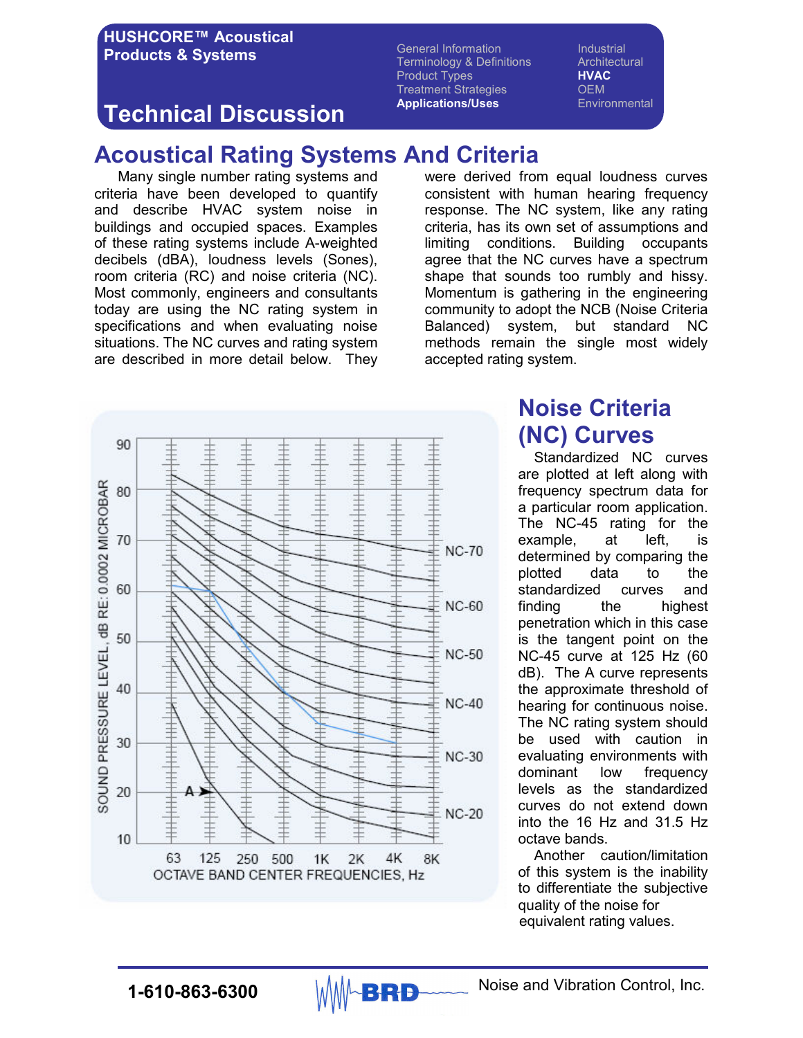# Technical Discussion

## Acoustical Rating Systems And Criteria

Many single number rating systems and criteria have been developed to quantify and describe HVAC system noise in buildings and occupied spaces. Examples of these rating systems include A-weighted decibels (dBA), loudness levels (Sones), room criteria (RC) and noise criteria (NC). Most commonly, engineers and consultants today are using the NC rating system in specifications and when evaluating noise situations. The NC curves and rating system are described in more detail below. They were derived from equal loudness curves consistent with human hearing frequency response. The NC system, like any rating criteria, has its own set of assumptions and limiting conditions. Building occupants agree that the NC curves have a spectrum shape that sounds too rumbly and hissy. Momentum is gathering in the engineering community to adopt the NCB (Noise Criteria Balanced) system, but standard NC methods remain the single most widely accepted rating system.

## Noise Criteria (NC) Curves

Standardized NC curves are plotted at left along with frequency spectrum data for a particular room application. The NC-45 rating for the example, at left, is determined by comparing the plotted data to the standardized curves and finding the highest penetration which in this case is the tangent point on the NC-45 curve at 125 Hz (60 dB). The A curve represents the approximate threshold of hearing for continuous noise. The NC rating system should be used with caution in evaluating environments with dominant low frequency levels as the standardized curves do not extend down into the 16 Hz and 31.5 Hz octave bands.

Another caution/limitation of this system is the inability to differentiate the subjective quality of the noise for equivalent rating values.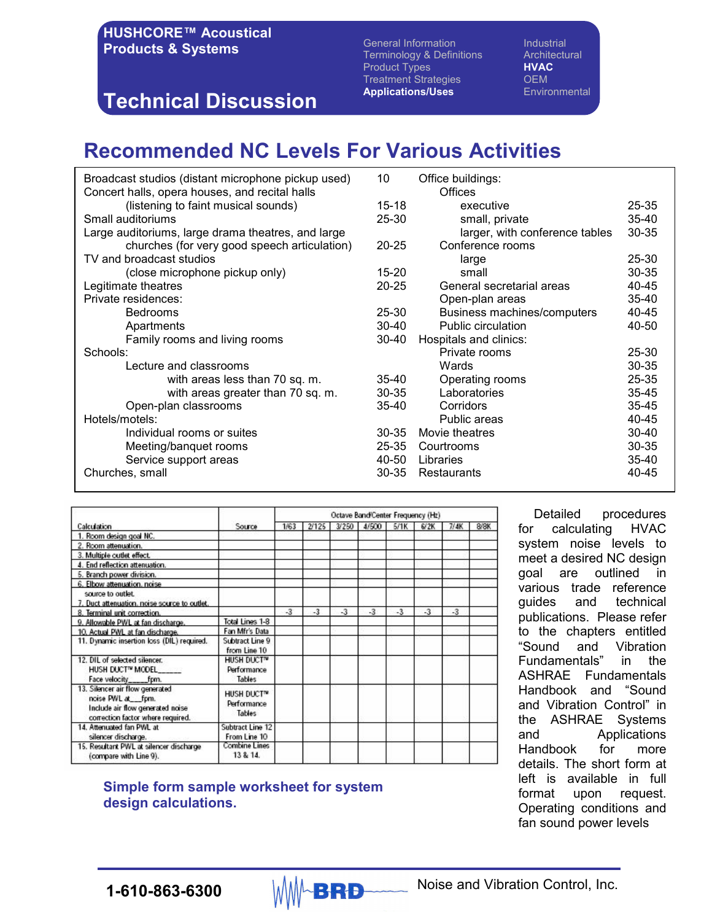# HUSHCORE™ Acoustical Products & Systems

## Technical Discussion

General Information
Terminology & Definitions
Product Types
Treatment Strategies
**Applications/Uses**

Industrial
Architectural
**HVAC**
OEM
Environmental

# Recommended NC Levels For Various Activities

| Activity | NC | Activity | NC |
|---|---|---|---|
| Broadcast studios (distant microphone pickup used) | 10 | Office buildings: | |
| Concert halls, opera houses, and recital halls | | Offices | |
| (listening to faint musical sounds) | 15-18 | executive | 25-35 |
| Small auditoriums | 25-30 | small, private | 35-40 |
| Large auditoriums, large drama theatres, and large | | larger, with conference tables | 30-35 |
| churches (for very good speech articulation) | 20-25 | Conference rooms | |
| TV and broadcast studios | | large | 25-30 |
| (close microphone pickup only) | 15-20 | small | 30-35 |
| Legitimate theatres | 20-25 | General secretarial areas | 40-45 |
| Private residences: | | Open-plan areas | 35-40 |
| Bedrooms | 25-30 | Business machines/computers | 40-45 |
| Apartments | 30-40 | Public circulation | 40-50 |
| Family rooms and living rooms | 30-40 | Hospitals and clinics: | |
| Schools: | | Private rooms | 25-30 |
| Lecture and classrooms | | Wards | 30-35 |
| with areas less than 70 sq. m. | 35-40 | Operating rooms | 25-35 |
| with areas greater than 70 sq. m. | 30-35 | Laboratories | 35-45 |
| Open-plan classrooms | 35-40 | Corridors | 35-45 |
| Hotels/motels: | | Public areas | 40-45 |
| Individual rooms or suites | 30-35 | Movie theatres | 30-40 |
| Meeting/banquet rooms | 25-35 | Courtrooms | 30-35 |
| Service support areas | 40-50 | Libraries | 35-40 |
| Churches, small | 30-35 | Restaurants | 40-45 |

| Calculation | Source | Octave Band/Center Frequency (Hz) | | | | | | | |
|---|---|---|---|---|---|---|---|---|---|
| | | 1/63 | 2/125 | 3/250 | 4/500 | 5/1K | 6/2K | 7/4K | 8/8K |
| 1. Room design goal NC. | | | | | | | | | |
| 2. Room attenuation. | | | | | | | | | |
| 3. Multiple outlet effect. | | | | | | | | | |
| 4. End reflection attenuation. | | | | | | | | | |
| 5. Branch power division. | | | | | | | | | |
| 6. Elbow attenuation, noise source to outlet. | | | | | | | | | |
| 7. Duct attenuation, noise source to outlet. | | | | | | | | | |
| 8. Terminal unit correction. | | -3 | -3 | -3 | -3 | -3 | -3 | -3 | |
| 9. Allowable PWL at fan discharge. | Total Lines 1-8 | | | | | | | | |
| 10. Actual PWL at fan discharge. | Fan Mfr's Data | | | | | | | | |
| 11. Dynamic insertion loss (DIL) required. | Subtract Line 9 from Line 10 | | | | | | | | |
| 12. DIL of selected silencer. HUSH DUCT™ MODEL_____ Face velocity_____fpm. | HUSH DUCT™ Performance Tables | | | | | | | | |
| 13. Silencer air flow generated noise PWL at___fpm. Include air flow generated noise correction factor where required. | HUSH DUCT™ Performance Tables | | | | | | | | |
| 14. Attenuated fan PWL at silencer discharge. | Subtract Line 12 From Line 10 | | | | | | | | |
| 15. Resultant PWL at silencer discharge (compare with Line 9). | Combine Lines 13 & 14. | | | | | | | | |

**Simple form sample worksheet for system design calculations.**

Detailed procedures for calculating HVAC system noise levels to meet a desired NC design goal are outlined in various trade reference guides and technical publications. Please refer to the chapters entitled "Sound and Vibration Fundamentals" in the ASHRAE Fundamentals Handbook and "Sound and Vibration Control" in the ASHRAE Systems and Applications Handbook for more details. The short form at left is available in full format upon request. Operating conditions and fan sound power levels

1-610-863-6300 BRD Noise and Vibration Control, Inc.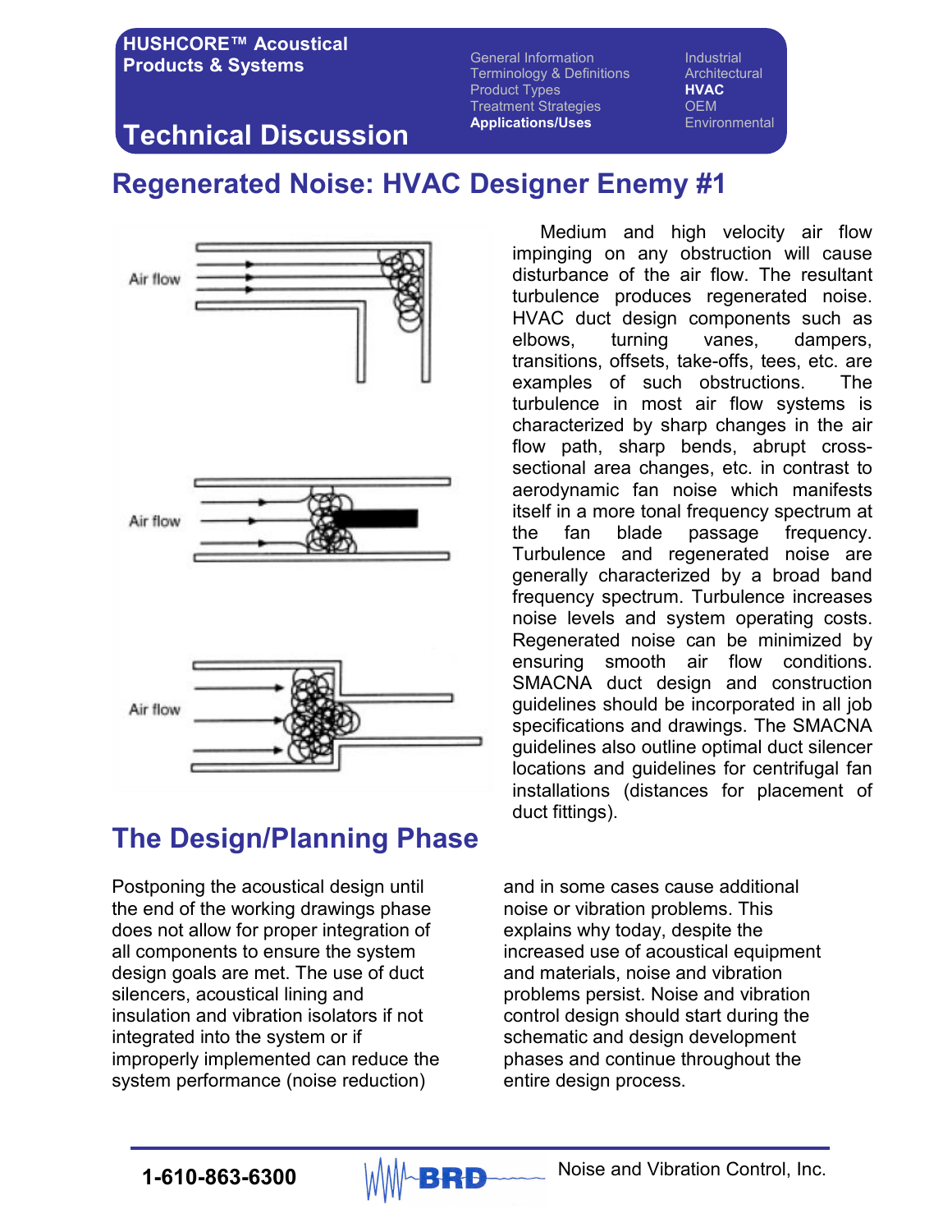# Regenerated Noise: HVAC Designer Enemy #1

Medium and high velocity air flow impinging on any obstruction will cause disturbance of the air flow. The resultant turbulence produces regenerated noise. HVAC duct design components such as elbows, turning vanes, dampers, transitions, offsets, take-offs, tees, etc. are examples of such obstructions. The turbulence in most air flow systems is characterized by sharp changes in the air flow path, sharp bends, abrupt cross-sectional area changes, etc. in contrast to aerodynamic fan noise which manifests itself in a more tonal frequency spectrum at the fan blade passage frequency. Turbulence and regenerated noise are generally characterized by a broad band frequency spectrum. Turbulence increases noise levels and system operating costs. Regenerated noise can be minimized by ensuring smooth air flow conditions. SMACNA duct design and construction guidelines should be incorporated in all job specifications and drawings. The SMACNA guidelines also outline optimal duct silencer locations and guidelines for centrifugal fan installations (distances for placement of duct fittings).

## The Design/Planning Phase

Postponing the acoustical design until the end of the working drawings phase does not allow for proper integration of all components to ensure the system design goals are met. The use of duct silencers, acoustical lining and insulation and vibration isolators if not integrated into the system or if improperly implemented can reduce the system performance (noise reduction) and in some cases cause additional noise or vibration problems. This explains why today, despite the increased use of acoustical equipment and materials, noise and vibration problems persist. Noise and vibration control design should start during the schematic and design development phases and continue throughout the entire design process.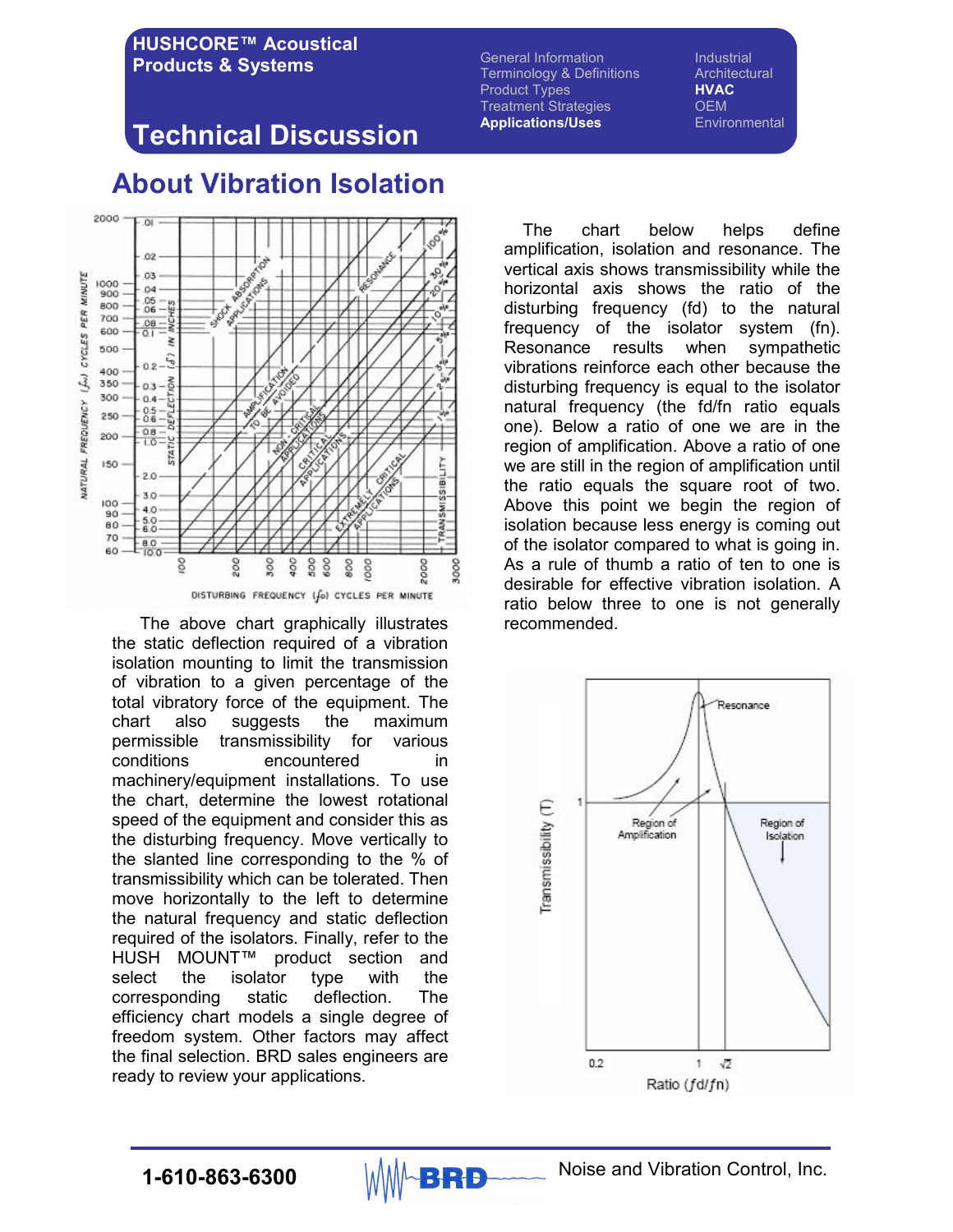# Technical Discussion

## About Vibration Isolation

The above chart graphically illustrates the static deflection required of a vibration isolation mounting to limit the transmission of vibration to a given percentage of the total vibratory force of the equipment. The chart also suggests the maximum permissible transmissibility for various conditions encountered in machinery/equipment installations. To use the chart, determine the lowest rotational speed of the equipment and consider this as the disturbing frequency. Move vertically to the slanted line corresponding to the % of transmissibility which can be tolerated. Then move horizontally to the left to determine the natural frequency and static deflection required of the isolators. Finally, refer to the HUSH MOUNT™ product section and select the isolator type with the corresponding static deflection. The efficiency chart models a single degree of freedom system. Other factors may affect the final selection. BRD sales engineers are ready to review your applications.

The chart below helps define amplification, isolation and resonance. The vertical axis shows transmissibility while the horizontal axis shows the ratio of the disturbing frequency (fd) to the natural frequency of the isolator system (fn). Resonance results when sympathetic vibrations reinforce each other because the disturbing frequency is equal to the isolator natural frequency (the fd/fn ratio equals one). Below a ratio of one we are in the region of amplification. Above a ratio of one we are still in the region of amplification until the ratio equals the square root of two. Above this point we begin the region of isolation because less energy is coming out of the isolator compared to what is going in. As a rule of thumb a ratio of ten to one is desirable for effective vibration isolation. A ratio below three to one is not generally recommended.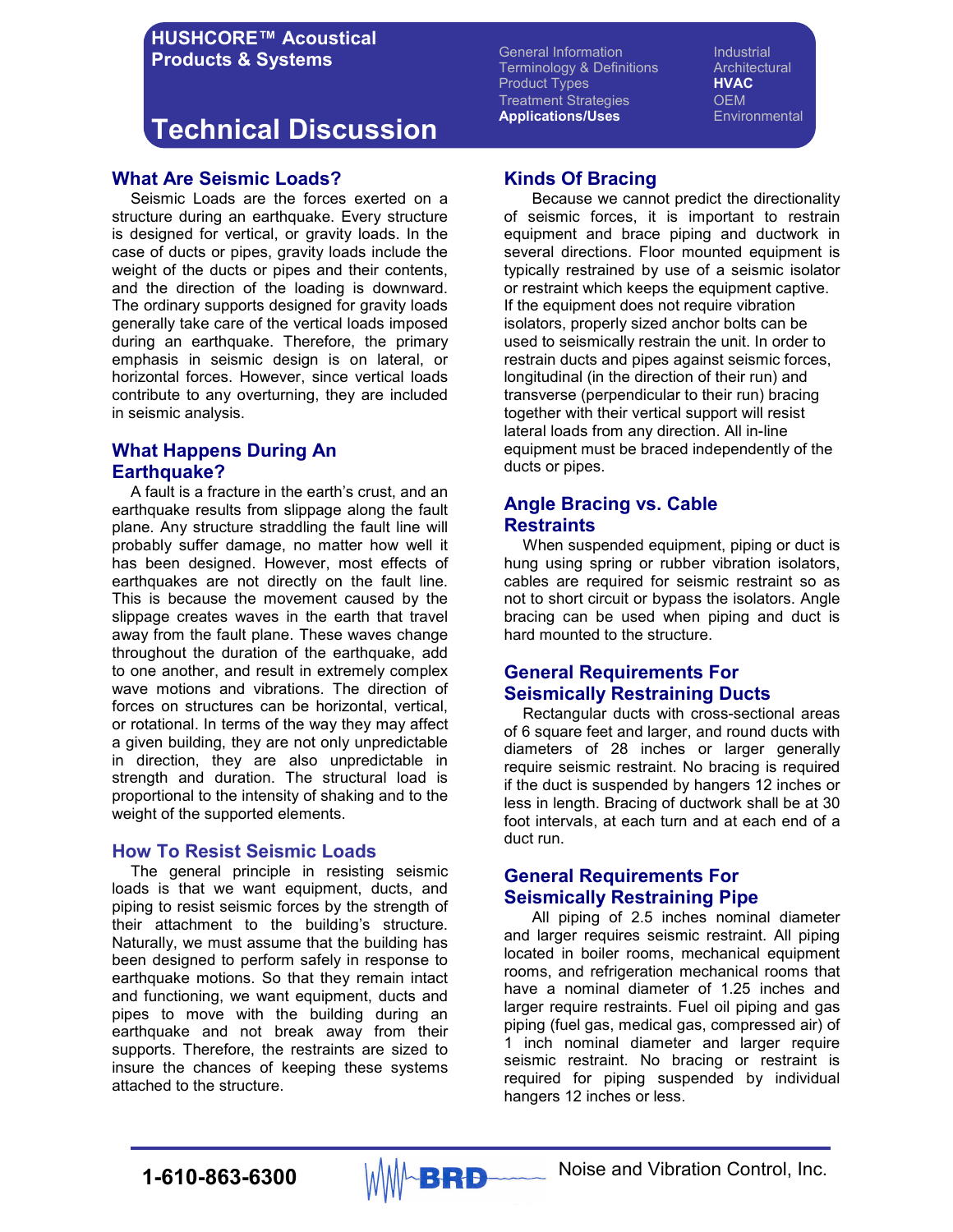# Technical Discussion

## What Are Seismic Loads?

Seismic Loads are the forces exerted on a structure during an earthquake. Every structure is designed for vertical, or gravity loads. In the case of ducts or pipes, gravity loads include the weight of the ducts or pipes and their contents, and the direction of the loading is downward. The ordinary supports designed for gravity loads generally take care of the vertical loads imposed during an earthquake. Therefore, the primary emphasis in seismic design is on lateral, or horizontal forces. However, since vertical loads contribute to any overturning, they are included in seismic analysis.

## What Happens During An Earthquake?

A fault is a fracture in the earth's crust, and an earthquake results from slippage along the fault plane. Any structure straddling the fault line will probably suffer damage, no matter how well it has been designed. However, most effects of earthquakes are not directly on the fault line. This is because the movement caused by the slippage creates waves in the earth that travel away from the fault plane. These waves change throughout the duration of the earthquake, add to one another, and result in extremely complex wave motions and vibrations. The direction of forces on structures can be horizontal, vertical, or rotational. In terms of the way they may affect a given building, they are not only unpredictable in direction, they are also unpredictable in strength and duration. The structural load is proportional to the intensity of shaking and to the weight of the supported elements.

## How To Resist Seismic Loads

The general principle in resisting seismic loads is that we want equipment, ducts, and piping to resist seismic forces by the strength of their attachment to the building's structure. Naturally, we must assume that the building has been designed to perform safely in response to earthquake motions. So that they remain intact and functioning, we want equipment, ducts and pipes to move with the building during an earthquake and not break away from their supports. Therefore, the restraints are sized to insure the chances of keeping these systems attached to the structure.

## Kinds Of Bracing

Because we cannot predict the directionality of seismic forces, it is important to restrain equipment and brace piping and ductwork in several directions. Floor mounted equipment is typically restrained by use of a seismic isolator or restraint which keeps the equipment captive. If the equipment does not require vibration isolators, properly sized anchor bolts can be used to seismically restrain the unit. In order to restrain ducts and pipes against seismic forces, longitudinal (in the direction of their run) and transverse (perpendicular to their run) bracing together with their vertical support will resist lateral loads from any direction. All in-line equipment must be braced independently of the ducts or pipes.

## Angle Bracing vs. Cable Restraints

When suspended equipment, piping or duct is hung using spring or rubber vibration isolators, cables are required for seismic restraint so as not to short circuit or bypass the isolators. Angle bracing can be used when piping and duct is hard mounted to the structure.

## General Requirements For Seismically Restraining Ducts

Rectangular ducts with cross-sectional areas of 6 square feet and larger, and round ducts with diameters of 28 inches or larger generally require seismic restraint. No bracing is required if the duct is suspended by hangers 12 inches or less in length. Bracing of ductwork shall be at 30 foot intervals, at each turn and at each end of a duct run.

## General Requirements For Seismically Restraining Pipe

All piping of 2.5 inches nominal diameter and larger requires seismic restraint. All piping located in boiler rooms, mechanical equipment rooms, and refrigeration mechanical rooms that have a nominal diameter of 1.25 inches and larger require restraints. Fuel oil piping and gas piping (fuel gas, medical gas, compressed air) of 1 inch nominal diameter and larger require seismic restraint. No bracing or restraint is required for piping suspended by individual hangers 12 inches or less.